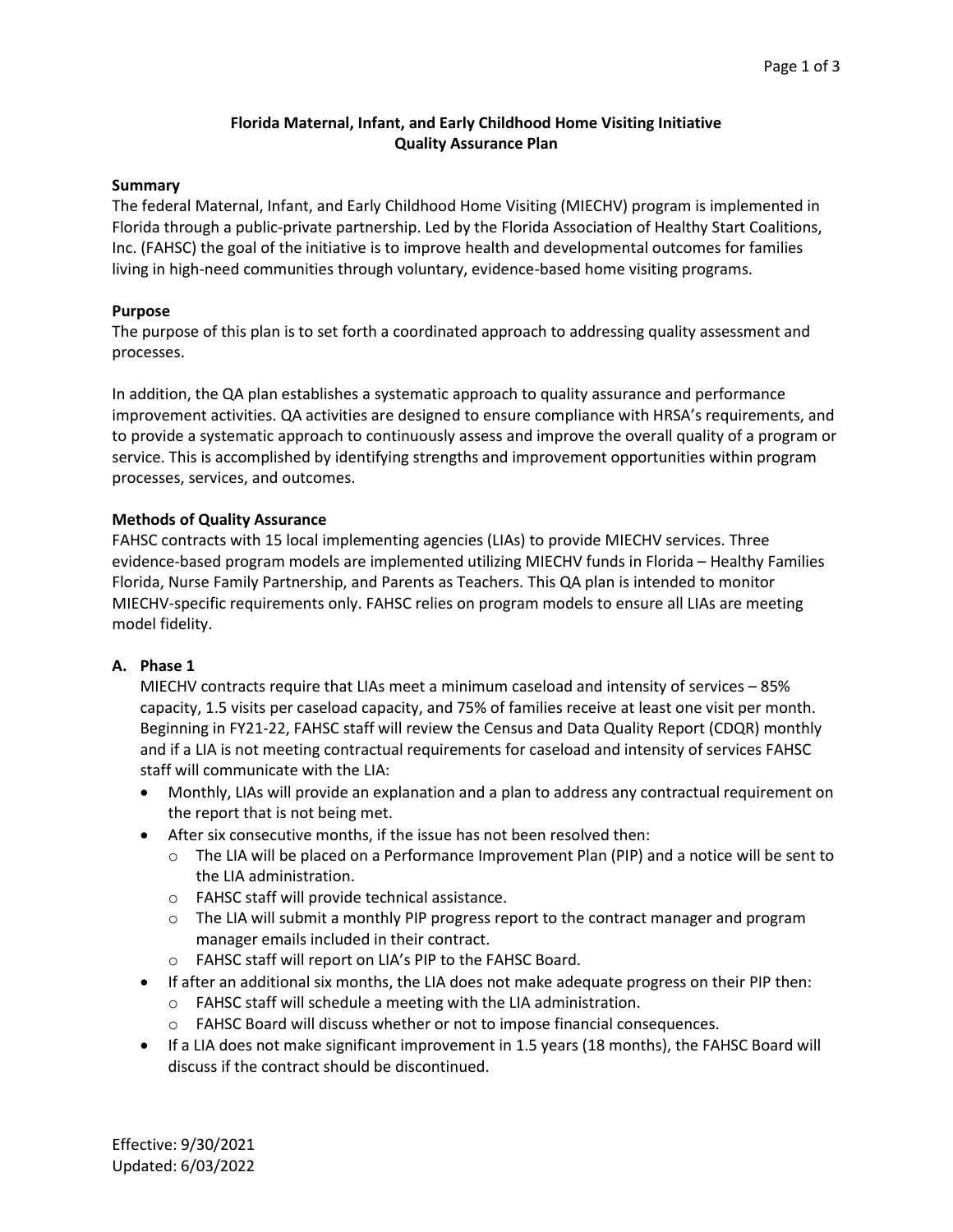# Florida Maternal, Infant, and Early Childhood Home Visiting Initiative
# Quality Assurance Plan

## Summary

The federal Maternal, Infant, and Early Childhood Home Visiting (MIECHV) program is implemented in Florida through a public-private partnership. Led by the Florida Association of Healthy Start Coalitions, Inc. (FAHSC) the goal of the initiative is to improve health and developmental outcomes for families living in high-need communities through voluntary, evidence-based home visiting programs.

## Purpose

The purpose of this plan is to set forth a coordinated approach to addressing quality assessment and processes.

In addition, the QA plan establishes a systematic approach to quality assurance and performance improvement activities. QA activities are designed to ensure compliance with HRSA's requirements, and to provide a systematic approach to continuously assess and improve the overall quality of a program or service. This is accomplished by identifying strengths and improvement opportunities within program processes, services, and outcomes.

## Methods of Quality Assurance

FAHSC contracts with 15 local implementing agencies (LIAs) to provide MIECHV services. Three evidence-based program models are implemented utilizing MIECHV funds in Florida – Healthy Families Florida, Nurse Family Partnership, and Parents as Teachers. This QA plan is intended to monitor MIECHV-specific requirements only. FAHSC relies on program models to ensure all LIAs are meeting model fidelity.

### A. Phase 1

MIECHV contracts require that LIAs meet a minimum caseload and intensity of services – 85% capacity, 1.5 visits per caseload capacity, and 75% of families receive at least one visit per month. Beginning in FY21-22, FAHSC staff will review the Census and Data Quality Report (CDQR) monthly and if a LIA is not meeting contractual requirements for caseload and intensity of services FAHSC staff will communicate with the LIA:

- Monthly, LIAs will provide an explanation and a plan to address any contractual requirement on the report that is not being met.
- After six consecutive months, if the issue has not been resolved then:
  - The LIA will be placed on a Performance Improvement Plan (PIP) and a notice will be sent to the LIA administration.
  - FAHSC staff will provide technical assistance.
  - The LIA will submit a monthly PIP progress report to the contract manager and program manager emails included in their contract.
  - FAHSC staff will report on LIA's PIP to the FAHSC Board.
- If after an additional six months, the LIA does not make adequate progress on their PIP then:
  - FAHSC staff will schedule a meeting with the LIA administration.
  - FAHSC Board will discuss whether or not to impose financial consequences.
- If a LIA does not make significant improvement in 1.5 years (18 months), the FAHSC Board will discuss if the contract should be discontinued.

Effective: 9/30/2021
Updated: 6/03/2022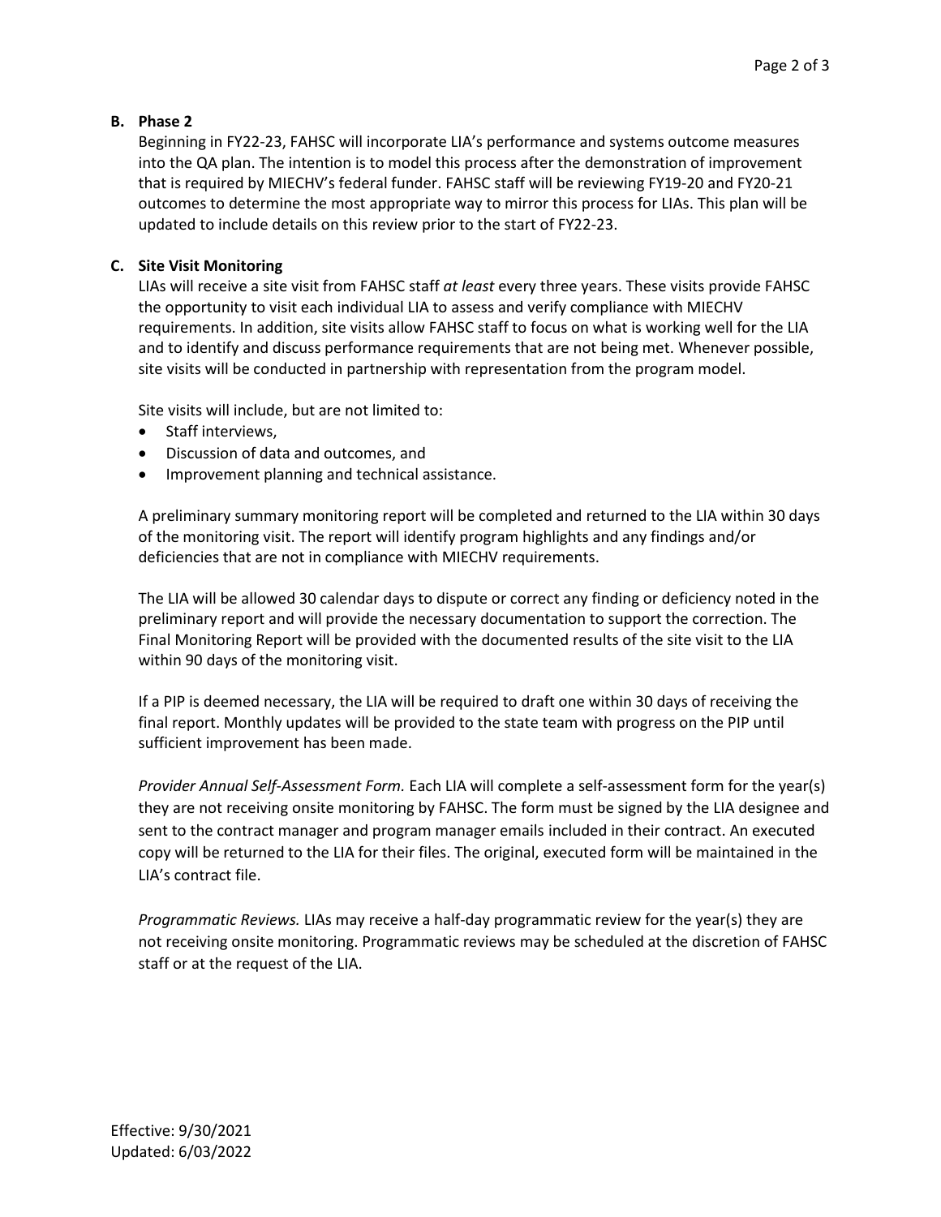**B. Phase 2**

Beginning in FY22-23, FAHSC will incorporate LIA's performance and systems outcome measures into the QA plan. The intention is to model this process after the demonstration of improvement that is required by MIECHV's federal funder. FAHSC staff will be reviewing FY19-20 and FY20-21 outcomes to determine the most appropriate way to mirror this process for LIAs. This plan will be updated to include details on this review prior to the start of FY22-23.

**C. Site Visit Monitoring**

LIAs will receive a site visit from FAHSC staff *at least* every three years. These visits provide FAHSC the opportunity to visit each individual LIA to assess and verify compliance with MIECHV requirements. In addition, site visits allow FAHSC staff to focus on what is working well for the LIA and to identify and discuss performance requirements that are not being met. Whenever possible, site visits will be conducted in partnership with representation from the program model.

Site visits will include, but are not limited to:

- Staff interviews,
- Discussion of data and outcomes, and
- Improvement planning and technical assistance.

A preliminary summary monitoring report will be completed and returned to the LIA within 30 days of the monitoring visit. The report will identify program highlights and any findings and/or deficiencies that are not in compliance with MIECHV requirements.

The LIA will be allowed 30 calendar days to dispute or correct any finding or deficiency noted in the preliminary report and will provide the necessary documentation to support the correction. The Final Monitoring Report will be provided with the documented results of the site visit to the LIA within 90 days of the monitoring visit.

If a PIP is deemed necessary, the LIA will be required to draft one within 30 days of receiving the final report. Monthly updates will be provided to the state team with progress on the PIP until sufficient improvement has been made.

*Provider Annual Self-Assessment Form.* Each LIA will complete a self-assessment form for the year(s) they are not receiving onsite monitoring by FAHSC. The form must be signed by the LIA designee and sent to the contract manager and program manager emails included in their contract. An executed copy will be returned to the LIA for their files. The original, executed form will be maintained in the LIA's contract file.

*Programmatic Reviews.* LIAs may receive a half-day programmatic review for the year(s) they are not receiving onsite monitoring. Programmatic reviews may be scheduled at the discretion of FAHSC staff or at the request of the LIA.

Effective: 9/30/2021
Updated: 6/03/2022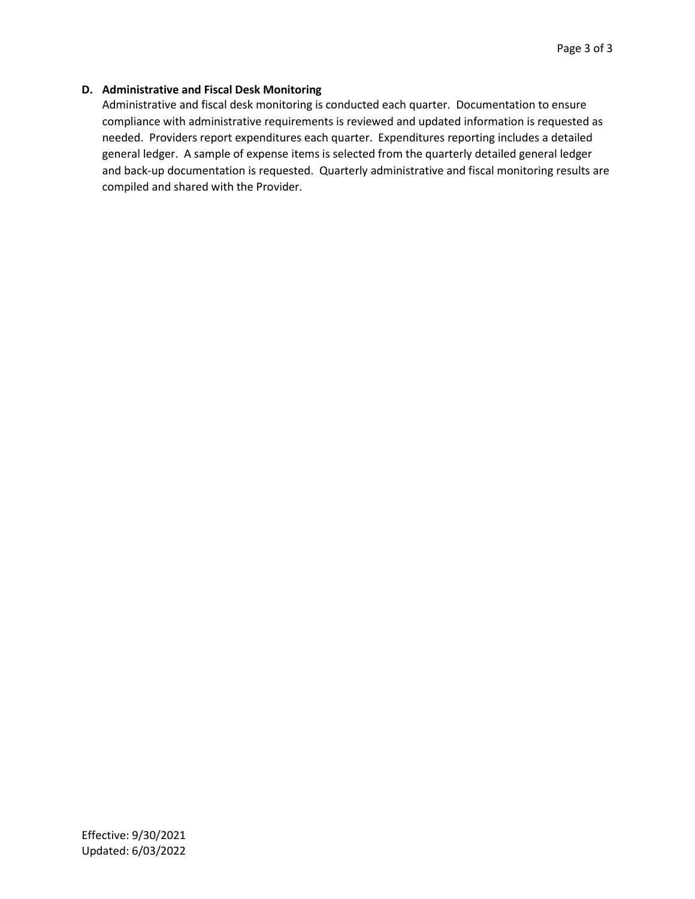**D. Administrative and Fiscal Desk Monitoring**

Administrative and fiscal desk monitoring is conducted each quarter. Documentation to ensure compliance with administrative requirements is reviewed and updated information is requested as needed. Providers report expenditures each quarter. Expenditures reporting includes a detailed general ledger. A sample of expense items is selected from the quarterly detailed general ledger and back-up documentation is requested. Quarterly administrative and fiscal monitoring results are compiled and shared with the Provider.

Effective: 9/30/2021
Updated: 6/03/2022